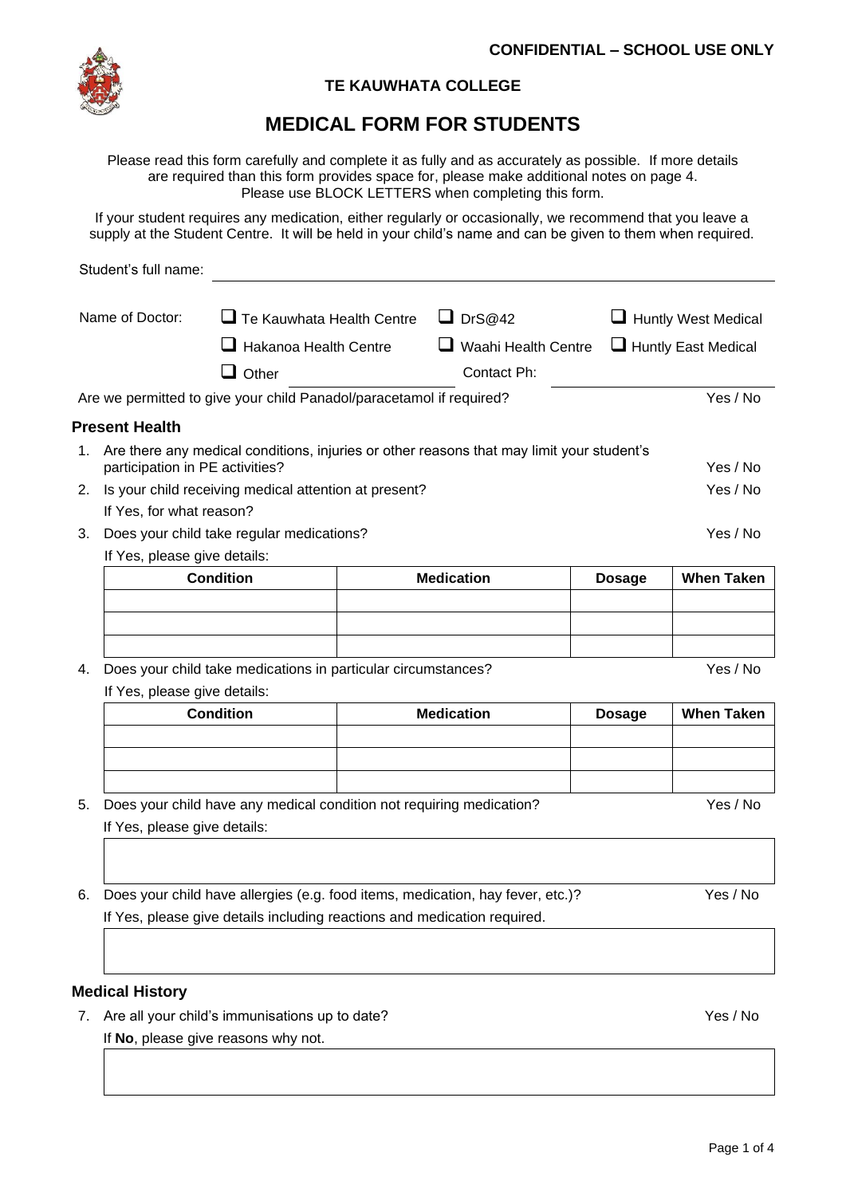**CONFIDENTIAL – SCHOOL USE ONLY**

**TE KAUWHATA COLLEGE**

# MEDICAL FORM FOR STUDENTS

Please read this form carefully and complete it as fully and as accurately as possible. If more details are required than this form provides space for, please make additional notes on page 4. Please use BLOCK LETTERS when completing this form.

If your student requires any medication, either regularly or occasionally, we recommend that you leave a supply at the Student Centre. It will be held in your child's name and can be given to them when required.

Student's full name: ____________________

Name of Doctor:
- ❑ Te Kauwhata Health Centre
- ❑ DrS@42
- ❑ Huntly West Medical
- ❑ Hakanoa Health Centre
- ❑ Waahi Health Centre
- ❑ Huntly East Medical
- ❑ Other ____________

Contact Ph: ____________

Are we permitted to give your child Panadol/paracetamol if required? Yes / No

## Present Health

1. Are there any medical conditions, injuries or other reasons that may limit your student's participation in PE activities? Yes / No
2. Is your child receiving medical attention at present? Yes / No
   If Yes, for what reason?
3. Does your child take regular medications? Yes / No
   If Yes, please give details:

| Condition | Medication | Dosage | When Taken |
|---|---|---|---|
| | | | |
| | | | |
| | | | |

4. Does your child take medications in particular circumstances? Yes / No
   If Yes, please give details:

| Condition | Medication | Dosage | When Taken |
|---|---|---|---|
| | | | |
| | | | |
| | | | |

5. Does your child have any medical condition not requiring medication? Yes / No
   If Yes, please give details:
6. Does your child have allergies (e.g. food items, medication, hay fever, etc.)? Yes / No
   If Yes, please give details including reactions and medication required.

## Medical History

7. Are all your child's immunisations up to date? Yes / No
   If **No**, please give reasons why not.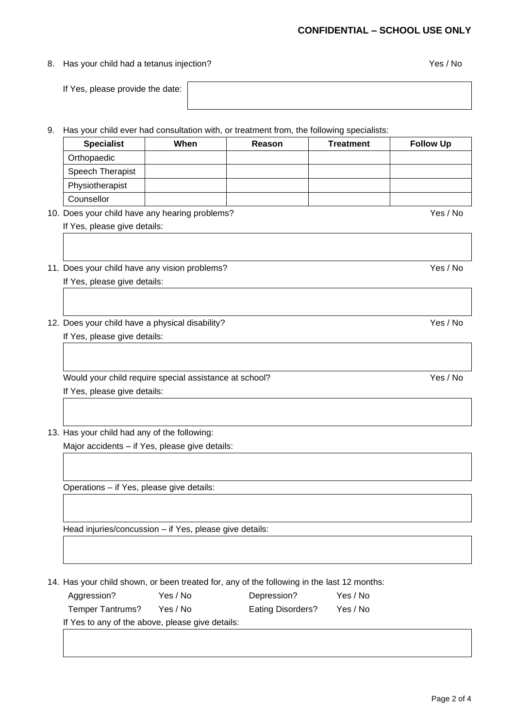**CONFIDENTIAL – SCHOOL USE ONLY**

8. Has your child had a tetanus injection? Yes / No

   If Yes, please provide the date:

9. Has your child ever had consultation with, or treatment from, the following specialists:

| Specialist | When | Reason | Treatment | Follow Up |
|---|---|---|---|---|
| Orthopaedic | | | | |
| Speech Therapist | | | | |
| Physiotherapist | | | | |
| Counsellor | | | | |

10. Does your child have any hearing problems? Yes / No

    If Yes, please give details:

11. Does your child have any vision problems? Yes / No

    If Yes, please give details:

12. Does your child have a physical disability? Yes / No

    If Yes, please give details:

    Would your child require special assistance at school? Yes / No

    If Yes, please give details:

13. Has your child had any of the following:

    Major accidents – if Yes, please give details:

    Operations – if Yes, please give details:

    Head injuries/concussion – if Yes, please give details:

14. Has your child shown, or been treated for, any of the following in the last 12 months:

| | | | |
|---|---|---|---|
| Aggression? | Yes / No | Depression? | Yes / No |
| Temper Tantrums? | Yes / No | Eating Disorders? | Yes / No |

    If Yes to any of the above, please give details: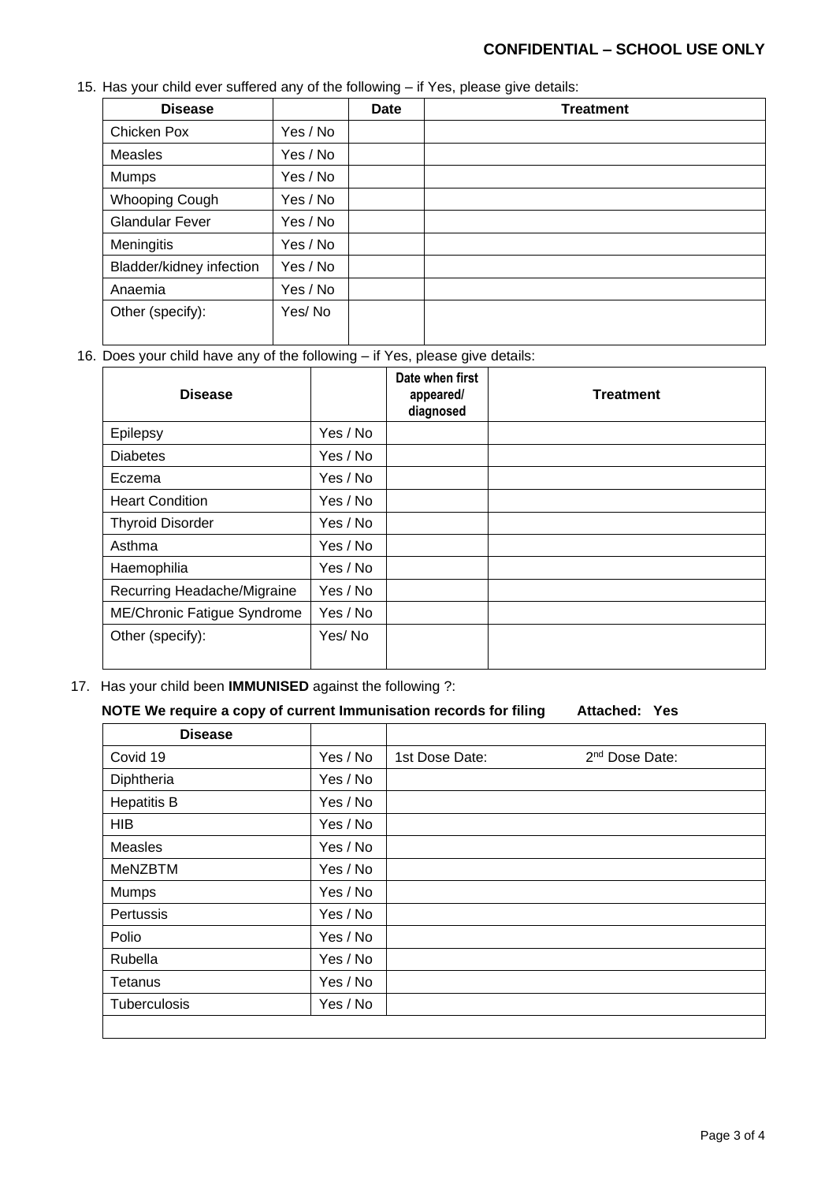**CONFIDENTIAL – SCHOOL USE ONLY**

15. Has your child ever suffered any of the following – if Yes, please give details:

| Disease | | Date | Treatment |
|---|---|---|---|
| Chicken Pox | Yes / No | | |
| Measles | Yes / No | | |
| Mumps | Yes / No | | |
| Whooping Cough | Yes / No | | |
| Glandular Fever | Yes / No | | |
| Meningitis | Yes / No | | |
| Bladder/kidney infection | Yes / No | | |
| Anaemia | Yes / No | | |
| Other (specify): | Yes/ No | | |

16. Does your child have any of the following – if Yes, please give details:

| Disease | | Date when first appeared/ diagnosed | Treatment |
|---|---|---|---|
| Epilepsy | Yes / No | | |
| Diabetes | Yes / No | | |
| Eczema | Yes / No | | |
| Heart Condition | Yes / No | | |
| Thyroid Disorder | Yes / No | | |
| Asthma | Yes / No | | |
| Haemophilia | Yes / No | | |
| Recurring Headache/Migraine | Yes / No | | |
| ME/Chronic Fatigue Syndrome | Yes / No | | |
| Other (specify): | Yes/ No | | |

17. Has your child been **IMMUNISED** against the following ?:

**NOTE We require a copy of current Immunisation records for filing Attached: Yes**

| Disease | | |
|---|---|---|
| Covid 19 | Yes / No | 1st Dose Date: 2nd Dose Date: |
| Diphtheria | Yes / No | |
| Hepatitis B | Yes / No | |
| HIB | Yes / No | |
| Measles | Yes / No | |
| MeNZBTM | Yes / No | |
| Mumps | Yes / No | |
| Pertussis | Yes / No | |
| Polio | Yes / No | |
| Rubella | Yes / No | |
| Tetanus | Yes / No | |
| Tuberculosis | Yes / No | |
| | | |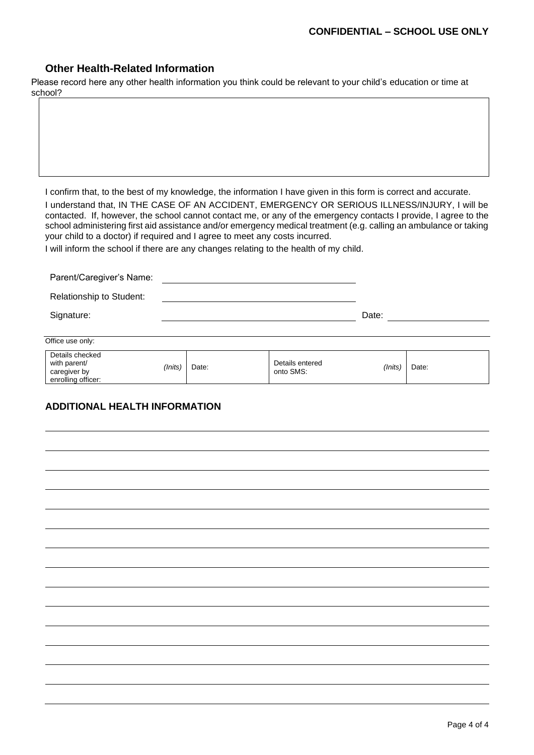**CONFIDENTIAL – SCHOOL USE ONLY**

## Other Health-Related Information

Please record here any other health information you think could be relevant to your child's education or time at school?

I confirm that, to the best of my knowledge, the information I have given in this form is correct and accurate.

I understand that, IN THE CASE OF AN ACCIDENT, EMERGENCY OR SERIOUS ILLNESS/INJURY, I will be contacted. If, however, the school cannot contact me, or any of the emergency contacts I provide, I agree to the school administering first aid assistance and/or emergency medical treatment (e.g. calling an ambulance or taking your child to a doctor) if required and I agree to meet any costs incurred.

I will inform the school if there are any changes relating to the health of my child.

Parent/Caregiver's Name: ____________________

Relationship to Student: ____________________

Signature: ____________________ Date: ____________

Office use only:

| | | | | | |
|---|---|---|---|---|---|
| Details checked with parent/ caregiver by enrolling officer: | *(Inits)* | Date: | Details entered onto SMS: | *(Inits)* | Date: |

## ADDITIONAL HEALTH INFORMATION